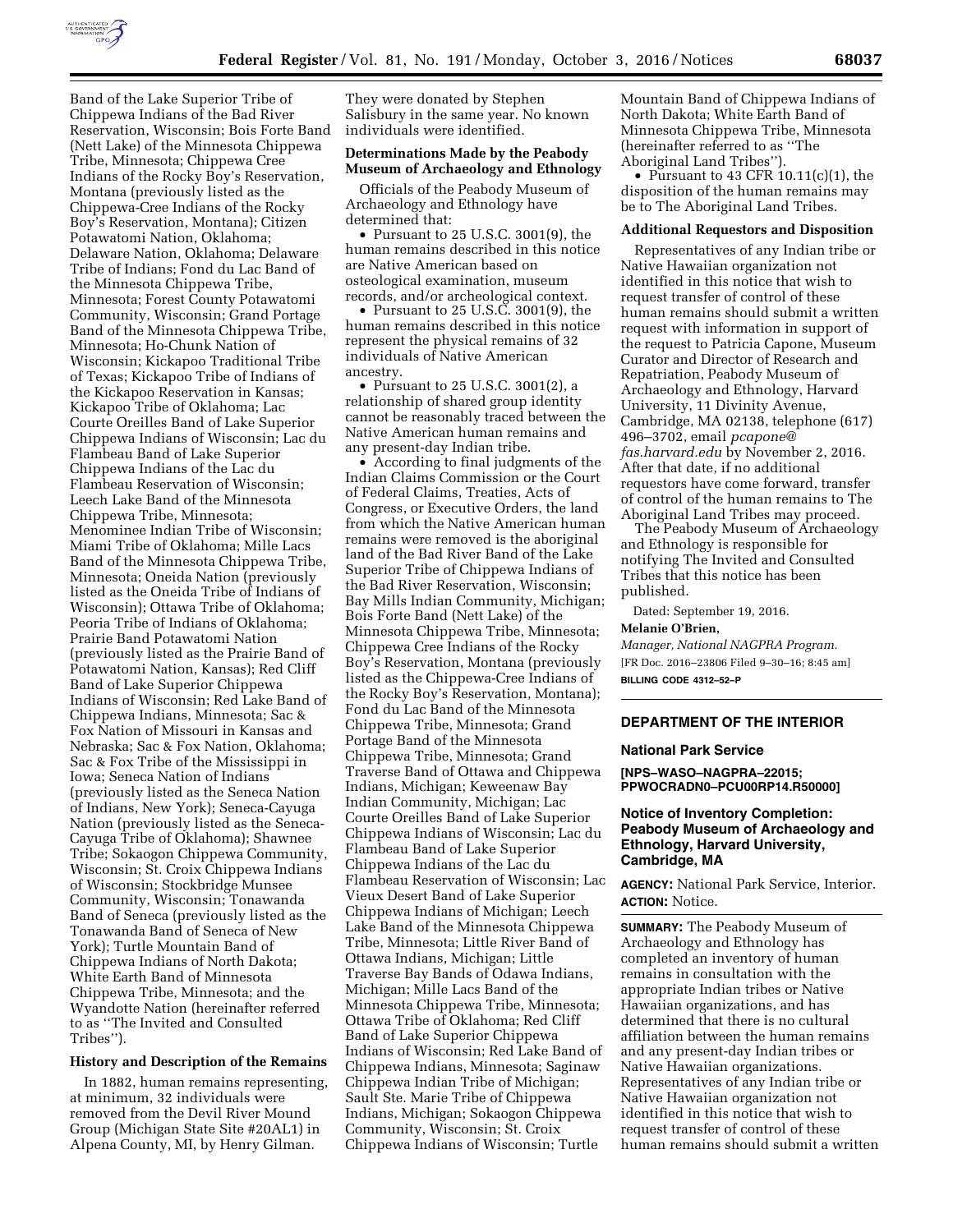Band of the Lake Superior Tribe of Chippewa Indians of the Bad River Reservation, Wisconsin; Bois Forte Band (Nett Lake) of the Minnesota Chippewa Tribe, Minnesota; Chippewa Cree Indians of the Rocky Boy's Reservation, Montana (previously listed as the Chippewa-Cree Indians of the Rocky Boy's Reservation, Montana); Citizen Potawatomi Nation, Oklahoma; Delaware Nation, Oklahoma; Delaware Tribe of Indians; Fond du Lac Band of the Minnesota Chippewa Tribe, Minnesota; Forest County Potawatomi Community, Wisconsin; Grand Portage Band of the Minnesota Chippewa Tribe, Minnesota; Ho-Chunk Nation of Wisconsin; Kickapoo Traditional Tribe of Texas; Kickapoo Tribe of Indians of the Kickapoo Reservation in Kansas; Kickapoo Tribe of Oklahoma; Lac Courte Oreilles Band of Lake Superior Chippewa Indians of Wisconsin; Lac du Flambeau Band of Lake Superior Chippewa Indians of the Lac du Flambeau Reservation of Wisconsin; Leech Lake Band of the Minnesota Chippewa Tribe, Minnesota; Menominee Indian Tribe of Wisconsin; Miami Tribe of Oklahoma; Mille Lacs Band of the Minnesota Chippewa Tribe, Minnesota; Oneida Nation (previously listed as the Oneida Tribe of Indians of Wisconsin); Ottawa Tribe of Oklahoma; Peoria Tribe of Indians of Oklahoma; Prairie Band Potawatomi Nation (previously listed as the Prairie Band of Potawatomi Nation, Kansas); Red Cliff Band of Lake Superior Chippewa Indians of Wisconsin; Red Lake Band of Chippewa Indians, Minnesota; Sac & Fox Nation of Missouri in Kansas and Nebraska; Sac & Fox Nation, Oklahoma; Sac & Fox Tribe of the Mississippi in Iowa; Seneca Nation of Indians (previously listed as the Seneca Nation of Indians, New York); Seneca-Cayuga Nation (previously listed as the Seneca-Cayuga Tribe of Oklahoma); Shawnee Tribe; Sokaogon Chippewa Community, Wisconsin; St. Croix Chippewa Indians of Wisconsin; Stockbridge Munsee Community, Wisconsin; Tonawanda Band of Seneca (previously listed as the Tonawanda Band of Seneca of New York); Turtle Mountain Band of Chippewa Indians of North Dakota; White Earth Band of Minnesota Chippewa Tribe, Minnesota; and the Wyandotte Nation (hereinafter referred to as ''The Invited and Consulted Tribes'').

**History and Description of the Remains**

In 1882, human remains representing, at minimum, 32 individuals were removed from the Devil River Mound Group (Michigan State Site #20AL1) in Alpena County, MI, by Henry Gilman. They were donated by Stephen Salisbury in the same year. No known individuals were identified.

**Determinations Made by the Peabody Museum of Archaeology and Ethnology**

Officials of the Peabody Museum of Archaeology and Ethnology have determined that:

- Pursuant to 25 U.S.C. 3001(9), the human remains described in this notice are Native American based on osteological examination, museum records, and/or archeological context.
- Pursuant to 25 U.S.C. 3001(9), the human remains described in this notice represent the physical remains of 32 individuals of Native American ancestry.
- Pursuant to 25 U.S.C. 3001(2), a relationship of shared group identity cannot be reasonably traced between the Native American human remains and any present-day Indian tribe.
- According to final judgments of the Indian Claims Commission or the Court of Federal Claims, Treaties, Acts of Congress, or Executive Orders, the land from which the Native American human remains were removed is the aboriginal land of the Bad River Band of the Lake Superior Tribe of Chippewa Indians of the Bad River Reservation, Wisconsin; Bay Mills Indian Community, Michigan; Bois Forte Band (Nett Lake) of the Minnesota Chippewa Tribe, Minnesota; Chippewa Cree Indians of the Rocky Boy's Reservation, Montana (previously listed as the Chippewa-Cree Indians of the Rocky Boy's Reservation, Montana); Fond du Lac Band of the Minnesota Chippewa Tribe, Minnesota; Grand Portage Band of the Minnesota Chippewa Tribe, Minnesota; Grand Traverse Band of Ottawa and Chippewa Indians, Michigan; Keweenaw Bay Indian Community, Michigan; Lac Courte Oreilles Band of Lake Superior Chippewa Indians of Wisconsin; Lac du Flambeau Band of Lake Superior Chippewa Indians of the Lac du Flambeau Reservation of Wisconsin; Lac Vieux Desert Band of Lake Superior Chippewa Indians of Michigan; Leech Lake Band of the Minnesota Chippewa Tribe, Minnesota; Little River Band of Ottawa Indians, Michigan; Little Traverse Bay Bands of Odawa Indians, Michigan; Mille Lacs Band of the Minnesota Chippewa Tribe, Minnesota; Ottawa Tribe of Oklahoma; Red Cliff Band of Lake Superior Chippewa Indians of Wisconsin; Red Lake Band of Chippewa Indians, Minnesota; Saginaw Chippewa Indian Tribe of Michigan; Sault Ste. Marie Tribe of Chippewa Indians, Michigan; Sokaogon Chippewa Community, Wisconsin; St. Croix Chippewa Indians of Wisconsin; Turtle Mountain Band of Chippewa Indians of North Dakota; White Earth Band of Minnesota Chippewa Tribe, Minnesota (hereinafter referred to as ''The Aboriginal Land Tribes'').
- Pursuant to 43 CFR 10.11(c)(1), the disposition of the human remains may be to The Aboriginal Land Tribes.

**Additional Requestors and Disposition**

Representatives of any Indian tribe or Native Hawaiian organization not identified in this notice that wish to request transfer of control of these human remains should submit a written request with information in support of the request to Patricia Capone, Museum Curator and Director of Research and Repatriation, Peabody Museum of Archaeology and Ethnology, Harvard University, 11 Divinity Avenue, Cambridge, MA 02138, telephone (617) 496–3702, email *pcapone@fas.harvard.edu* by November 2, 2016. After that date, if no additional requestors have come forward, transfer of control of the human remains to The Aboriginal Land Tribes may proceed.

The Peabody Museum of Archaeology and Ethnology is responsible for notifying The Invited and Consulted Tribes that this notice has been published.

Dated: September 19, 2016.

**Melanie O'Brien,**

*Manager, National NAGPRA Program.*

[FR Doc. 2016–23806 Filed 9–30–16; 8:45 am]

**BILLING CODE 4312–52–P**

---

**DEPARTMENT OF THE INTERIOR**

**National Park Service**

**[NPS–WASO–NAGPRA–22015; PPWOCRADN0–PCU00RP14.R50000]**

**Notice of Inventory Completion: Peabody Museum of Archaeology and Ethnology, Harvard University, Cambridge, MA**

**AGENCY:** National Park Service, Interior.

**ACTION:** Notice.

**SUMMARY:** The Peabody Museum of Archaeology and Ethnology has completed an inventory of human remains in consultation with the appropriate Indian tribes or Native Hawaiian organizations, and has determined that there is no cultural affiliation between the human remains and any present-day Indian tribes or Native Hawaiian organizations. Representatives of any Indian tribe or Native Hawaiian organization not identified in this notice that wish to request transfer of control of these human remains should submit a written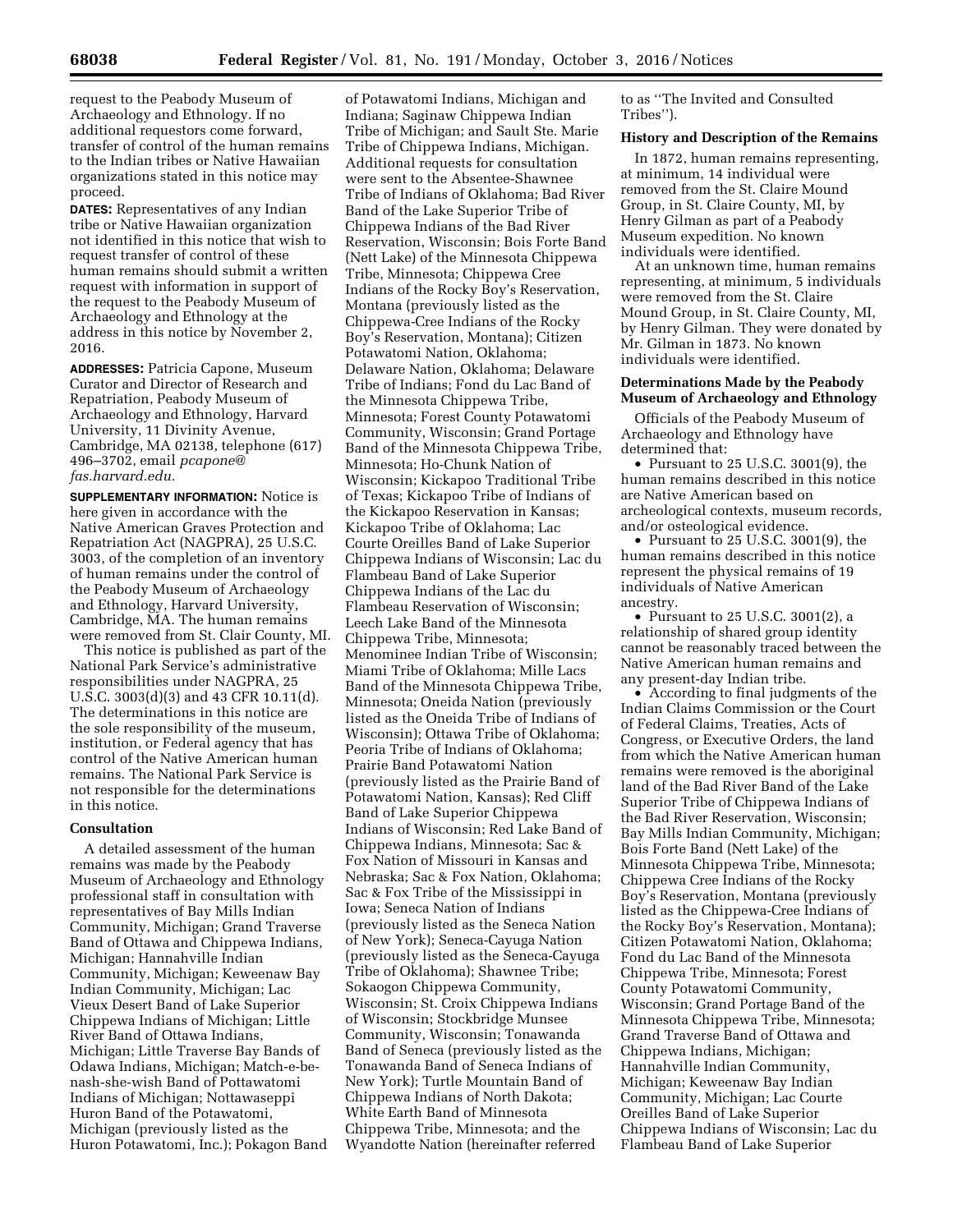request to the Peabody Museum of Archaeology and Ethnology. If no additional requestors come forward, transfer of control of the human remains to the Indian tribes or Native Hawaiian organizations stated in this notice may proceed.

**DATES:** Representatives of any Indian tribe or Native Hawaiian organization not identified in this notice that wish to request transfer of control of these human remains should submit a written request with information in support of the request to the Peabody Museum of Archaeology and Ethnology at the address in this notice by November 2, 2016.

**ADDRESSES:** Patricia Capone, Museum Curator and Director of Research and Repatriation, Peabody Museum of Archaeology and Ethnology, Harvard University, 11 Divinity Avenue, Cambridge, MA 02138, telephone (617) 496–3702, email *pcapone@fas.harvard.edu.*

**SUPPLEMENTARY INFORMATION:** Notice is here given in accordance with the Native American Graves Protection and Repatriation Act (NAGPRA), 25 U.S.C. 3003, of the completion of an inventory of human remains under the control of the Peabody Museum of Archaeology and Ethnology, Harvard University, Cambridge, MA. The human remains were removed from St. Clair County, MI.

This notice is published as part of the National Park Service's administrative responsibilities under NAGPRA, 25 U.S.C. 3003(d)(3) and 43 CFR 10.11(d). The determinations in this notice are the sole responsibility of the museum, institution, or Federal agency that has control of the Native American human remains. The National Park Service is not responsible for the determinations in this notice.

## Consultation

A detailed assessment of the human remains was made by the Peabody Museum of Archaeology and Ethnology professional staff in consultation with representatives of Bay Mills Indian Community, Michigan; Grand Traverse Band of Ottawa and Chippewa Indians, Michigan; Hannahville Indian Community, Michigan; Keweenaw Bay Indian Community, Michigan; Lac Vieux Desert Band of Lake Superior Chippewa Indians of Michigan; Little River Band of Ottawa Indians, Michigan; Little Traverse Bay Bands of Odawa Indians, Michigan; Match-e-be-nash-she-wish Band of Pottawatomi Indians of Michigan; Nottawaseppi Huron Band of the Potawatomi, Michigan (previously listed as the Huron Potawatomi, Inc.); Pokagon Band of Potawatomi Indians, Michigan and Indiana; Saginaw Chippewa Indian Tribe of Michigan; and Sault Ste. Marie Tribe of Chippewa Indians, Michigan. Additional requests for consultation were sent to the Absentee-Shawnee Tribe of Indians of Oklahoma; Bad River Band of the Lake Superior Tribe of Chippewa Indians of the Bad River Reservation, Wisconsin; Bois Forte Band (Nett Lake) of the Minnesota Chippewa Tribe, Minnesota; Chippewa Cree Indians of the Rocky Boy's Reservation, Montana (previously listed as the Chippewa-Cree Indians of the Rocky Boy's Reservation, Montana); Citizen Potawatomi Nation, Oklahoma; Delaware Nation, Oklahoma; Delaware Tribe of Indians; Fond du Lac Band of the Minnesota Chippewa Tribe, Minnesota; Forest County Potawatomi Community, Wisconsin; Grand Portage Band of the Minnesota Chippewa Tribe, Minnesota; Ho-Chunk Nation of Wisconsin; Kickapoo Traditional Tribe of Texas; Kickapoo Tribe of Indians of the Kickapoo Reservation in Kansas; Kickapoo Tribe of Oklahoma; Lac Courte Oreilles Band of Lake Superior Chippewa Indians of Wisconsin; Lac du Flambeau Band of Lake Superior Chippewa Indians of the Lac du Flambeau Reservation of Wisconsin; Leech Lake Band of the Minnesota Chippewa Tribe, Minnesota; Menominee Indian Tribe of Wisconsin; Miami Tribe of Oklahoma; Mille Lacs Band of the Minnesota Chippewa Tribe, Minnesota; Oneida Nation (previously listed as the Oneida Tribe of Indians of Wisconsin); Ottawa Tribe of Oklahoma; Peoria Tribe of Indians of Oklahoma; Prairie Band Potawatomi Nation (previously listed as the Prairie Band of Potawatomi Nation, Kansas); Red Cliff Band of Lake Superior Chippewa Indians of Wisconsin; Red Lake Band of Chippewa Indians, Minnesota; Sac & Fox Nation of Missouri in Kansas and Nebraska; Sac & Fox Nation, Oklahoma; Sac & Fox Tribe of the Mississippi in Iowa; Seneca Nation of Indians (previously listed as the Seneca Nation of New York); Seneca-Cayuga Nation (previously listed as the Seneca-Cayuga Tribe of Oklahoma); Shawnee Tribe; Sokaogon Chippewa Community, Wisconsin; St. Croix Chippewa Indians of Wisconsin; Stockbridge Munsee Community, Wisconsin; Tonawanda Band of Seneca (previously listed as the Tonawanda Band of Seneca Indians of New York); Turtle Mountain Band of Chippewa Indians of North Dakota; White Earth Band of Minnesota Chippewa Tribe, Minnesota; and the Wyandotte Nation (hereinafter referred to as "The Invited and Consulted Tribes").

## History and Description of the Remains

In 1872, human remains representing, at minimum, 14 individual were removed from the St. Claire Mound Group, in St. Claire County, MI, by Henry Gilman as part of a Peabody Museum expedition. No known individuals were identified.

At an unknown time, human remains representing, at minimum, 5 individuals were removed from the St. Claire Mound Group, in St. Claire County, MI, by Henry Gilman. They were donated by Mr. Gilman in 1873. No known individuals were identified.

## Determinations Made by the Peabody Museum of Archaeology and Ethnology

Officials of the Peabody Museum of Archaeology and Ethnology have determined that:

- Pursuant to 25 U.S.C. 3001(9), the human remains described in this notice are Native American based on archeological contexts, museum records, and/or osteological evidence.
- Pursuant to 25 U.S.C. 3001(9), the human remains described in this notice represent the physical remains of 19 individuals of Native American ancestry.
- Pursuant to 25 U.S.C. 3001(2), a relationship of shared group identity cannot be reasonably traced between the Native American human remains and any present-day Indian tribe.
- According to final judgments of the Indian Claims Commission or the Court of Federal Claims, Treaties, Acts of Congress, or Executive Orders, the land from which the Native American human remains were removed is the aboriginal land of the Bad River Band of the Lake Superior Tribe of Chippewa Indians of the Bad River Reservation, Wisconsin; Bay Mills Indian Community, Michigan; Bois Forte Band (Nett Lake) of the Minnesota Chippewa Tribe, Minnesota; Chippewa Cree Indians of the Rocky Boy's Reservation, Montana (previously listed as the Chippewa-Cree Indians of the Rocky Boy's Reservation, Montana); Citizen Potawatomi Nation, Oklahoma; Fond du Lac Band of the Minnesota Chippewa Tribe, Minnesota; Forest County Potawatomi Community, Wisconsin; Grand Portage Band of the Minnesota Chippewa Tribe, Minnesota; Grand Traverse Band of Ottawa and Chippewa Indians, Michigan; Hannahville Indian Community, Michigan; Keweenaw Bay Indian Community, Michigan; Lac Courte Oreilles Band of Lake Superior Chippewa Indians of Wisconsin; Lac du Flambeau Band of Lake Superior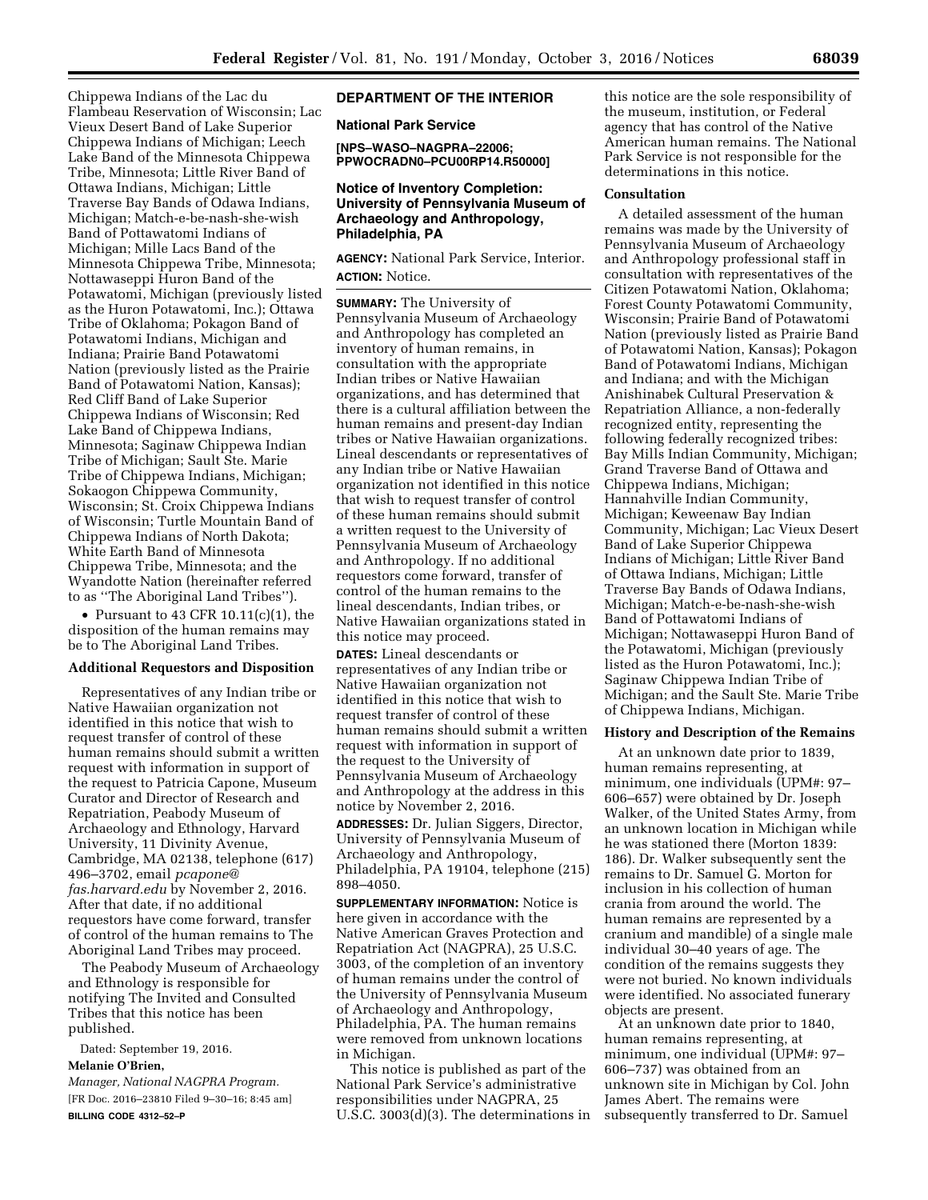Chippewa Indians of the Lac du Flambeau Reservation of Wisconsin; Lac Vieux Desert Band of Lake Superior Chippewa Indians of Michigan; Leech Lake Band of the Minnesota Chippewa Tribe, Minnesota; Little River Band of Ottawa Indians, Michigan; Little Traverse Bay Bands of Odawa Indians, Michigan; Match-e-be-nash-she-wish Band of Pottawatomi Indians of Michigan; Mille Lacs Band of the Minnesota Chippewa Tribe, Minnesota; Nottawaseppi Huron Band of the Potawatomi, Michigan (previously listed as the Huron Potawatomi, Inc.); Ottawa Tribe of Oklahoma; Pokagon Band of Potawatomi Indians, Michigan and Indiana; Prairie Band Potawatomi Nation (previously listed as the Prairie Band of Potawatomi Nation, Kansas); Red Cliff Band of Lake Superior Chippewa Indians of Wisconsin; Red Lake Band of Chippewa Indians, Minnesota; Saginaw Chippewa Indian Tribe of Michigan; Sault Ste. Marie Tribe of Chippewa Indians, Michigan; Sokaogon Chippewa Community, Wisconsin; St. Croix Chippewa Indians of Wisconsin; Turtle Mountain Band of Chippewa Indians of North Dakota; White Earth Band of Minnesota Chippewa Tribe, Minnesota; and the Wyandotte Nation (hereinafter referred to as ''The Aboriginal Land Tribes'').

- Pursuant to 43 CFR 10.11(c)(1), the disposition of the human remains may be to The Aboriginal Land Tribes.

## Additional Requestors and Disposition

Representatives of any Indian tribe or Native Hawaiian organization not identified in this notice that wish to request transfer of control of these human remains should submit a written request with information in support of the request to Patricia Capone, Museum Curator and Director of Research and Repatriation, Peabody Museum of Archaeology and Ethnology, Harvard University, 11 Divinity Avenue, Cambridge, MA 02138, telephone (617) 496–3702, email *pcapone@fas.harvard.edu* by November 2, 2016. After that date, if no additional requestors have come forward, transfer of control of the human remains to The Aboriginal Land Tribes may proceed.

The Peabody Museum of Archaeology and Ethnology is responsible for notifying The Invited and Consulted Tribes that this notice has been published.

Dated: September 19, 2016.

**Melanie O'Brien,**

*Manager, National NAGPRA Program.*

[FR Doc. 2016–23810 Filed 9–30–16; 8:45 am]

**BILLING CODE 4312–52–P**

## DEPARTMENT OF THE INTERIOR

### National Park Service

**[NPS–WASO–NAGPRA–22006; PPWOCRADN0–PCU00RP14.R50000]**

### Notice of Inventory Completion: University of Pennsylvania Museum of Archaeology and Anthropology, Philadelphia, PA

**AGENCY:** National Park Service, Interior.

**ACTION:** Notice.

**SUMMARY:** The University of Pennsylvania Museum of Archaeology and Anthropology has completed an inventory of human remains, in consultation with the appropriate Indian tribes or Native Hawaiian organizations, and has determined that there is a cultural affiliation between the human remains and present-day Indian tribes or Native Hawaiian organizations. Lineal descendants or representatives of any Indian tribe or Native Hawaiian organization not identified in this notice that wish to request transfer of control of these human remains should submit a written request to the University of Pennsylvania Museum of Archaeology and Anthropology. If no additional requestors come forward, transfer of control of the human remains to the lineal descendants, Indian tribes, or Native Hawaiian organizations stated in this notice may proceed.

**DATES:** Lineal descendants or representatives of any Indian tribe or Native Hawaiian organization not identified in this notice that wish to request transfer of control of these human remains should submit a written request with information in support of the request to the University of Pennsylvania Museum of Archaeology and Anthropology at the address in this notice by November 2, 2016.

**ADDRESSES:** Dr. Julian Siggers, Director, University of Pennsylvania Museum of Archaeology and Anthropology, Philadelphia, PA 19104, telephone (215) 898–4050.

**SUPPLEMENTARY INFORMATION:** Notice is here given in accordance with the Native American Graves Protection and Repatriation Act (NAGPRA), 25 U.S.C. 3003, of the completion of an inventory of human remains under the control of the University of Pennsylvania Museum of Archaeology and Anthropology, Philadelphia, PA. The human remains were removed from unknown locations in Michigan.

This notice is published as part of the National Park Service's administrative responsibilities under NAGPRA, 25 U.S.C. 3003(d)(3). The determinations in this notice are the sole responsibility of the museum, institution, or Federal agency that has control of the Native American human remains. The National Park Service is not responsible for the determinations in this notice.

## Consultation

A detailed assessment of the human remains was made by the University of Pennsylvania Museum of Archaeology and Anthropology professional staff in consultation with representatives of the Citizen Potawatomi Nation, Oklahoma; Forest County Potawatomi Community, Wisconsin; Prairie Band of Potawatomi Nation (previously listed as Prairie Band of Potawatomi Nation, Kansas); Pokagon Band of Potawatomi Indians, Michigan and Indiana; and with the Michigan Anishinabek Cultural Preservation & Repatriation Alliance, a non-federally recognized entity, representing the following federally recognized tribes: Bay Mills Indian Community, Michigan; Grand Traverse Band of Ottawa and Chippewa Indians, Michigan; Hannahville Indian Community, Michigan; Keweenaw Bay Indian Community, Michigan; Lac Vieux Desert Band of Lake Superior Chippewa Indians of Michigan; Little River Band of Ottawa Indians, Michigan; Little Traverse Bay Bands of Odawa Indians, Michigan; Match-e-be-nash-she-wish Band of Pottawatomi Indians of Michigan; Nottawaseppi Huron Band of the Potawatomi, Michigan (previously listed as the Huron Potawatomi, Inc.); Saginaw Chippewa Indian Tribe of Michigan; and the Sault Ste. Marie Tribe of Chippewa Indians, Michigan.

## History and Description of the Remains

At an unknown date prior to 1839, human remains representing, at minimum, one individuals (UPM#: 97–606–657) were obtained by Dr. Joseph Walker, of the United States Army, from an unknown location in Michigan while he was stationed there (Morton 1839: 186). Dr. Walker subsequently sent the remains to Dr. Samuel G. Morton for inclusion in his collection of human crania from around the world. The human remains are represented by a cranium and mandible) of a single male individual 30–40 years of age. The condition of the remains suggests they were not buried. No known individuals were identified. No associated funerary objects are present.

At an unknown date prior to 1840, human remains representing, at minimum, one individual (UPM#: 97–606–737) was obtained from an unknown site in Michigan by Col. John James Abert. The remains were subsequently transferred to Dr. Samuel